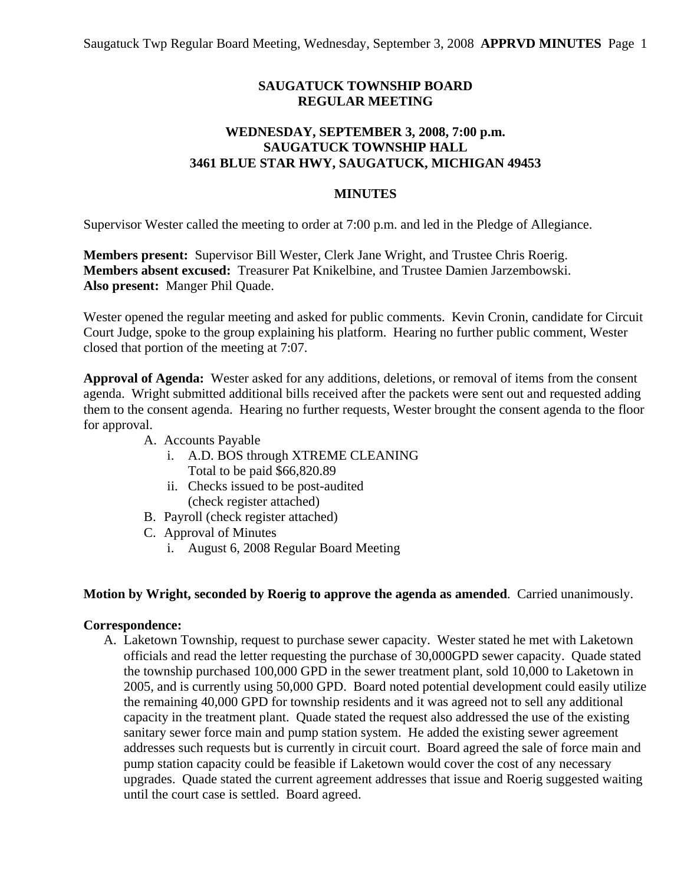# SAUGATUCK TOWNSHIP BOARD
# REGULAR MEETING

## WEDNESDAY, SEPTEMBER 3, 2008, 7:00 p.m.
## SAUGATUCK TOWNSHIP HALL
## 3461 BLUE STAR HWY, SAUGATUCK, MICHIGAN 49453

## MINUTES

Supervisor Wester called the meeting to order at 7:00 p.m. and led in the Pledge of Allegiance.

**Members present:** Supervisor Bill Wester, Clerk Jane Wright, and Trustee Chris Roerig.
**Members absent excused:** Treasurer Pat Knikelbine, and Trustee Damien Jarzembowski.
**Also present:** Manger Phil Quade.

Wester opened the regular meeting and asked for public comments. Kevin Cronin, candidate for Circuit Court Judge, spoke to the group explaining his platform. Hearing no further public comment, Wester closed that portion of the meeting at 7:07.

**Approval of Agenda:** Wester asked for any additions, deletions, or removal of items from the consent agenda. Wright submitted additional bills received after the packets were sent out and requested adding them to the consent agenda. Hearing no further requests, Wester brought the consent agenda to the floor for approval.

A. Accounts Payable
   i. A.D. BOS through XTREME CLEANING
      Total to be paid $66,820.89
   ii. Checks issued to be post-audited
      (check register attached)
B. Payroll (check register attached)
C. Approval of Minutes
   i. August 6, 2008 Regular Board Meeting

**Motion by Wright, seconded by Roerig to approve the agenda as amended**. Carried unanimously.

**Correspondence:**

A. Laketown Township, request to purchase sewer capacity. Wester stated he met with Laketown officials and read the letter requesting the purchase of 30,000GPD sewer capacity. Quade stated the township purchased 100,000 GPD in the sewer treatment plant, sold 10,000 to Laketown in 2005, and is currently using 50,000 GPD. Board noted potential development could easily utilize the remaining 40,000 GPD for township residents and it was agreed not to sell any additional capacity in the treatment plant. Quade stated the request also addressed the use of the existing sanitary sewer force main and pump station system. He added the existing sewer agreement addresses such requests but is currently in circuit court. Board agreed the sale of force main and pump station capacity could be feasible if Laketown would cover the cost of any necessary upgrades. Quade stated the current agreement addresses that issue and Roerig suggested waiting until the court case is settled. Board agreed.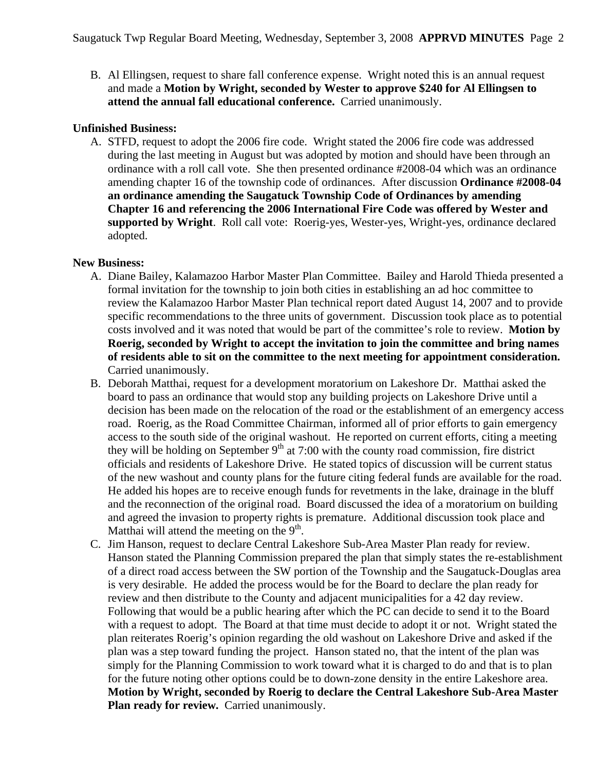B. Al Ellingsen, request to share fall conference expense. Wright noted this is an annual request and made a **Motion by Wright, seconded by Wester to approve $240 for Al Ellingsen to attend the annual fall educational conference.** Carried unanimously.

**Unfinished Business:**

A. STFD, request to adopt the 2006 fire code. Wright stated the 2006 fire code was addressed during the last meeting in August but was adopted by motion and should have been through an ordinance with a roll call vote. She then presented ordinance #2008-04 which was an ordinance amending chapter 16 of the township code of ordinances. After discussion **Ordinance #2008-04 an ordinance amending the Saugatuck Township Code of Ordinances by amending Chapter 16 and referencing the 2006 International Fire Code was offered by Wester and supported by Wright**. Roll call vote: Roerig-yes, Wester-yes, Wright-yes, ordinance declared adopted.

**New Business:**

A. Diane Bailey, Kalamazoo Harbor Master Plan Committee. Bailey and Harold Thieda presented a formal invitation for the township to join both cities in establishing an ad hoc committee to review the Kalamazoo Harbor Master Plan technical report dated August 14, 2007 and to provide specific recommendations to the three units of government. Discussion took place as to potential costs involved and it was noted that would be part of the committee's role to review. **Motion by Roerig, seconded by Wright to accept the invitation to join the committee and bring names of residents able to sit on the committee to the next meeting for appointment consideration.** Carried unanimously.

B. Deborah Matthai, request for a development moratorium on Lakeshore Dr. Matthai asked the board to pass an ordinance that would stop any building projects on Lakeshore Drive until a decision has been made on the relocation of the road or the establishment of an emergency access road. Roerig, as the Road Committee Chairman, informed all of prior efforts to gain emergency access to the south side of the original washout. He reported on current efforts, citing a meeting they will be holding on September 9th at 7:00 with the county road commission, fire district officials and residents of Lakeshore Drive. He stated topics of discussion will be current status of the new washout and county plans for the future citing federal funds are available for the road. He added his hopes are to receive enough funds for revetments in the lake, drainage in the bluff and the reconnection of the original road. Board discussed the idea of a moratorium on building and agreed the invasion to property rights is premature. Additional discussion took place and Matthai will attend the meeting on the 9th.

C. Jim Hanson, request to declare Central Lakeshore Sub-Area Master Plan ready for review. Hanson stated the Planning Commission prepared the plan that simply states the re-establishment of a direct road access between the SW portion of the Township and the Saugatuck-Douglas area is very desirable. He added the process would be for the Board to declare the plan ready for review and then distribute to the County and adjacent municipalities for a 42 day review. Following that would be a public hearing after which the PC can decide to send it to the Board with a request to adopt. The Board at that time must decide to adopt it or not. Wright stated the plan reiterates Roerig's opinion regarding the old washout on Lakeshore Drive and asked if the plan was a step toward funding the project. Hanson stated no, that the intent of the plan was simply for the Planning Commission to work toward what it is charged to do and that is to plan for the future noting other options could be to down-zone density in the entire Lakeshore area. **Motion by Wright, seconded by Roerig to declare the Central Lakeshore Sub-Area Master Plan ready for review.** Carried unanimously.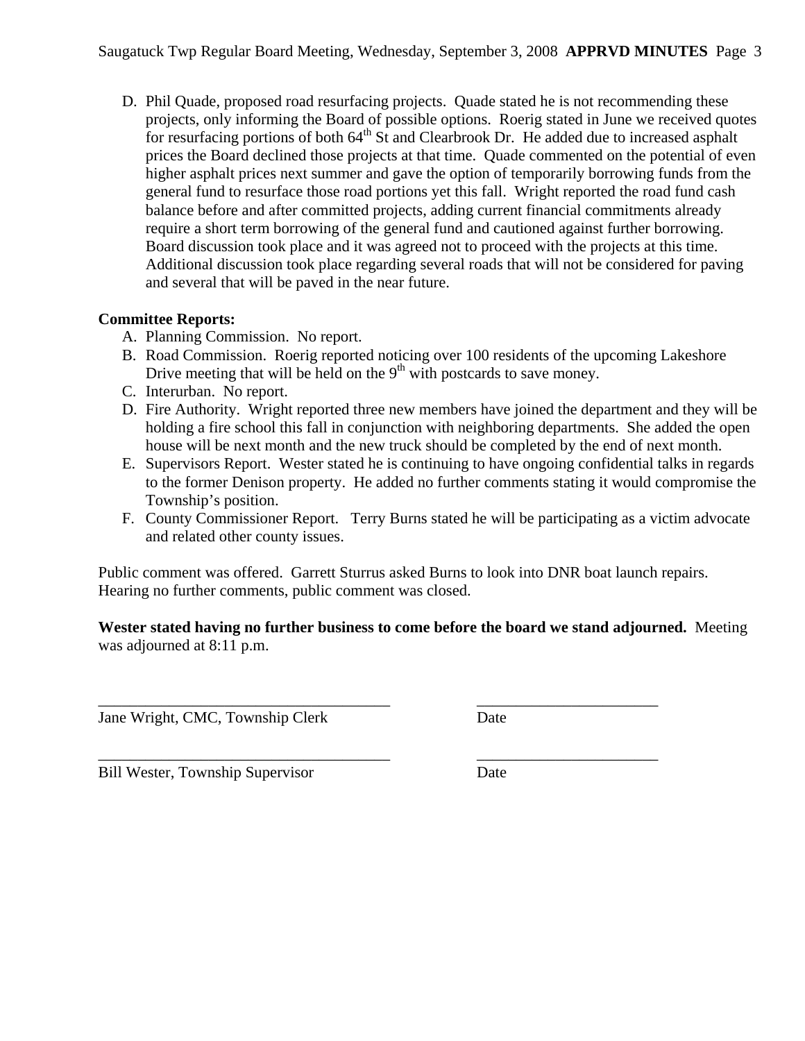D. Phil Quade, proposed road resurfacing projects. Quade stated he is not recommending these projects, only informing the Board of possible options. Roerig stated in June we received quotes for resurfacing portions of both 64th St and Clearbrook Dr. He added due to increased asphalt prices the Board declined those projects at that time. Quade commented on the potential of even higher asphalt prices next summer and gave the option of temporarily borrowing funds from the general fund to resurface those road portions yet this fall. Wright reported the road fund cash balance before and after committed projects, adding current financial commitments already require a short term borrowing of the general fund and cautioned against further borrowing. Board discussion took place and it was agreed not to proceed with the projects at this time. Additional discussion took place regarding several roads that will not be considered for paving and several that will be paved in the near future.

**Committee Reports:**

A. Planning Commission. No report.
B. Road Commission. Roerig reported noticing over 100 residents of the upcoming Lakeshore Drive meeting that will be held on the 9th with postcards to save money.
C. Interurban. No report.
D. Fire Authority. Wright reported three new members have joined the department and they will be holding a fire school this fall in conjunction with neighboring departments. She added the open house will be next month and the new truck should be completed by the end of next month.
E. Supervisors Report. Wester stated he is continuing to have ongoing confidential talks in regards to the former Denison property. He added no further comments stating it would compromise the Township's position.
F. County Commissioner Report. Terry Burns stated he will be participating as a victim advocate and related other county issues.

Public comment was offered. Garrett Sturrus asked Burns to look into DNR boat launch repairs. Hearing no further comments, public comment was closed.

**Wester stated having no further business to come before the board we stand adjourned.** Meeting was adjourned at 8:11 p.m.

_____________________________________ _______________________
Jane Wright, CMC, Township Clerk Date

_____________________________________ _______________________
Bill Wester, Township Supervisor Date